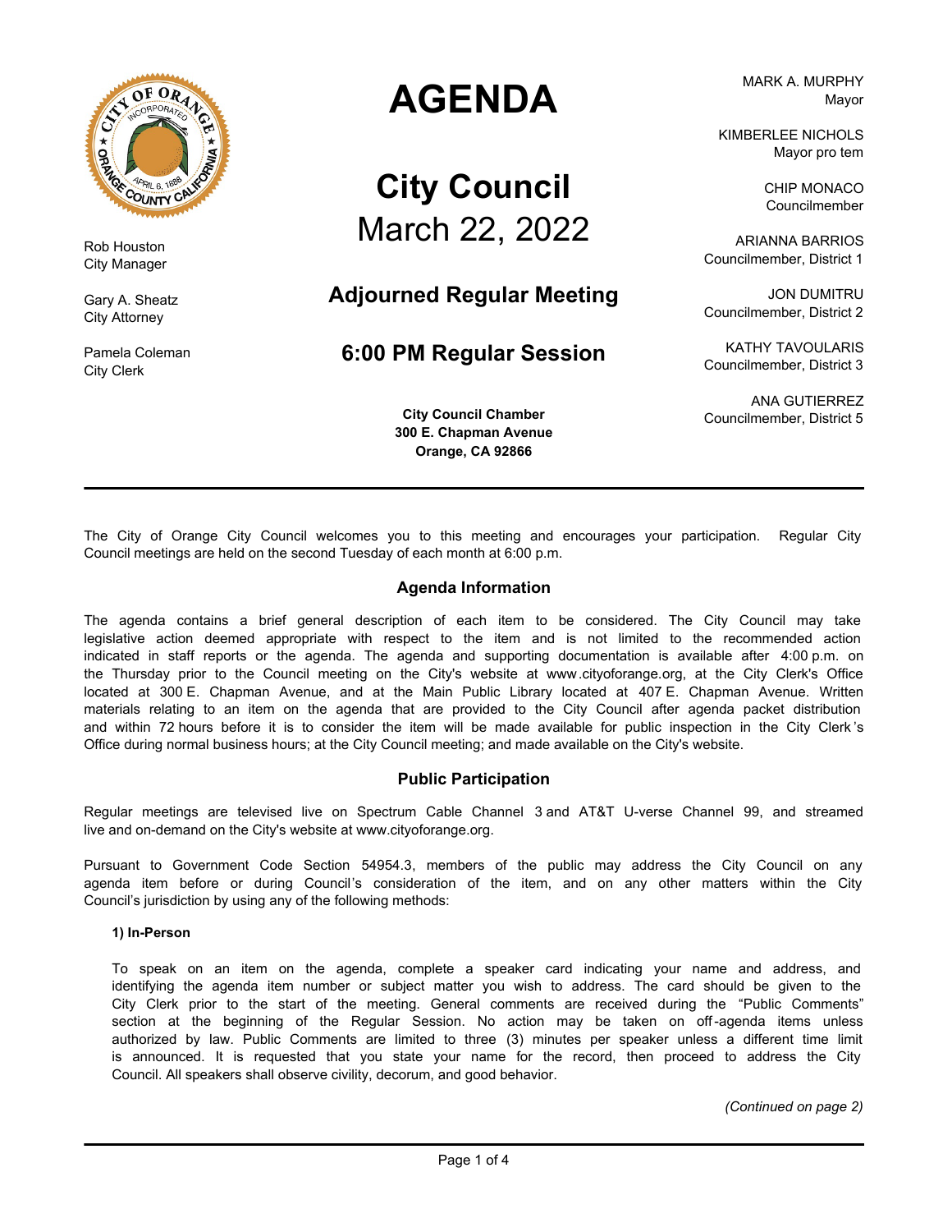Rob Houston
City Manager

Gary A. Sheatz
City Attorney

Pamela Coleman
City Clerk

# AGENDA

# City Council

March 22, 2022

## Adjourned Regular Meeting

## 6:00 PM Regular Session

**City Council Chamber**
**300 E. Chapman Avenue**
**Orange, CA 92866**

MARK A. MURPHY
Mayor

KIMBERLEE NICHOLS
Mayor pro tem

CHIP MONACO
Councilmember

ARIANNA BARRIOS
Councilmember, District 1

JON DUMITRU
Councilmember, District 2

KATHY TAVOULARIS
Councilmember, District 3

ANA GUTIERREZ
Councilmember, District 5

---

The City of Orange City Council welcomes you to this meeting and encourages your participation. Regular City Council meetings are held on the second Tuesday of each month at 6:00 p.m.

### Agenda Information

The agenda contains a brief general description of each item to be considered. The City Council may take legislative action deemed appropriate with respect to the item and is not limited to the recommended action indicated in staff reports or the agenda. The agenda and supporting documentation is available after 4:00 p.m. on the Thursday prior to the Council meeting on the City's website at www.cityoforange.org, at the City Clerk's Office located at 300 E. Chapman Avenue, and at the Main Public Library located at 407 E. Chapman Avenue. Written materials relating to an item on the agenda that are provided to the City Council after agenda packet distribution and within 72 hours before it is to consider the item will be made available for public inspection in the City Clerk's Office during normal business hours; at the City Council meeting; and made available on the City's website.

### Public Participation

Regular meetings are televised live on Spectrum Cable Channel 3 and AT&T U-verse Channel 99, and streamed live and on-demand on the City's website at www.cityoforange.org.

Pursuant to Government Code Section 54954.3, members of the public may address the City Council on any agenda item before or during Council's consideration of the item, and on any other matters within the City Council's jurisdiction by using any of the following methods:

**1) In-Person**

To speak on an item on the agenda, complete a speaker card indicating your name and address, and identifying the agenda item number or subject matter you wish to address. The card should be given to the City Clerk prior to the start of the meeting. General comments are received during the "Public Comments" section at the beginning of the Regular Session. No action may be taken on off-agenda items unless authorized by law. Public Comments are limited to three (3) minutes per speaker unless a different time limit is announced. It is requested that you state your name for the record, then proceed to address the City Council. All speakers shall observe civility, decorum, and good behavior.

*(Continued on page 2)*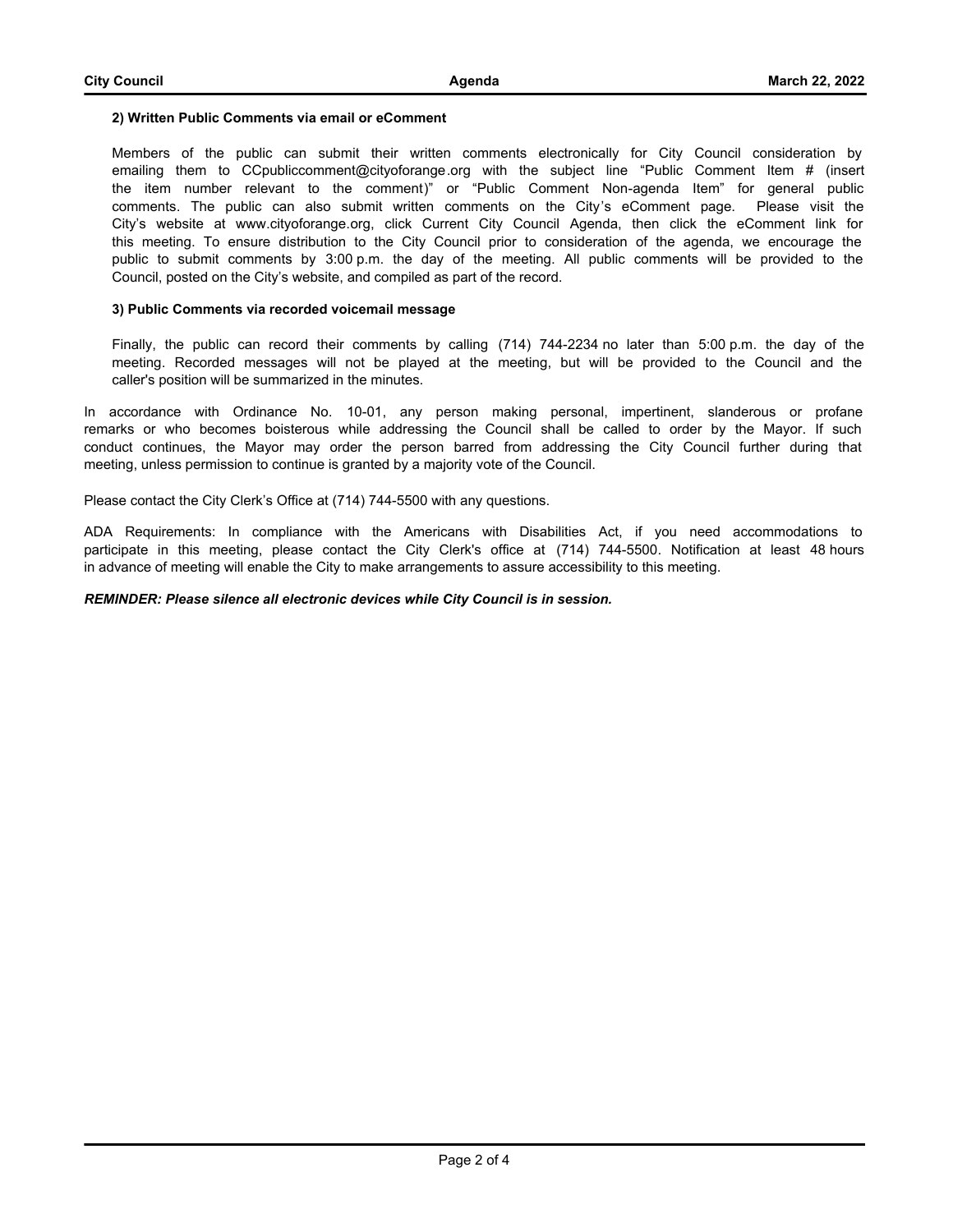**2) Written Public Comments via email or eComment**

Members of the public can submit their written comments electronically for City Council consideration by emailing them to CCpubliccomment@cityoforange.org with the subject line "Public Comment Item # (insert the item number relevant to the comment)" or "Public Comment Non-agenda Item" for general public comments. The public can also submit written comments on the City's eComment page. Please visit the City's website at www.cityoforange.org, click Current City Council Agenda, then click the eComment link for this meeting. To ensure distribution to the City Council prior to consideration of the agenda, we encourage the public to submit comments by 3:00 p.m. the day of the meeting. All public comments will be provided to the Council, posted on the City's website, and compiled as part of the record.

**3) Public Comments via recorded voicemail message**

Finally, the public can record their comments by calling (714) 744-2234 no later than 5:00 p.m. the day of the meeting. Recorded messages will not be played at the meeting, but will be provided to the Council and the caller's position will be summarized in the minutes.

In accordance with Ordinance No. 10-01, any person making personal, impertinent, slanderous or profane remarks or who becomes boisterous while addressing the Council shall be called to order by the Mayor. If such conduct continues, the Mayor may order the person barred from addressing the City Council further during that meeting, unless permission to continue is granted by a majority vote of the Council.

Please contact the City Clerk's Office at (714) 744-5500 with any questions.

ADA Requirements: In compliance with the Americans with Disabilities Act, if you need accommodations to participate in this meeting, please contact the City Clerk's office at (714) 744-5500. Notification at least 48 hours in advance of meeting will enable the City to make arrangements to assure accessibility to this meeting.

***REMINDER: Please silence all electronic devices while City Council is in session.***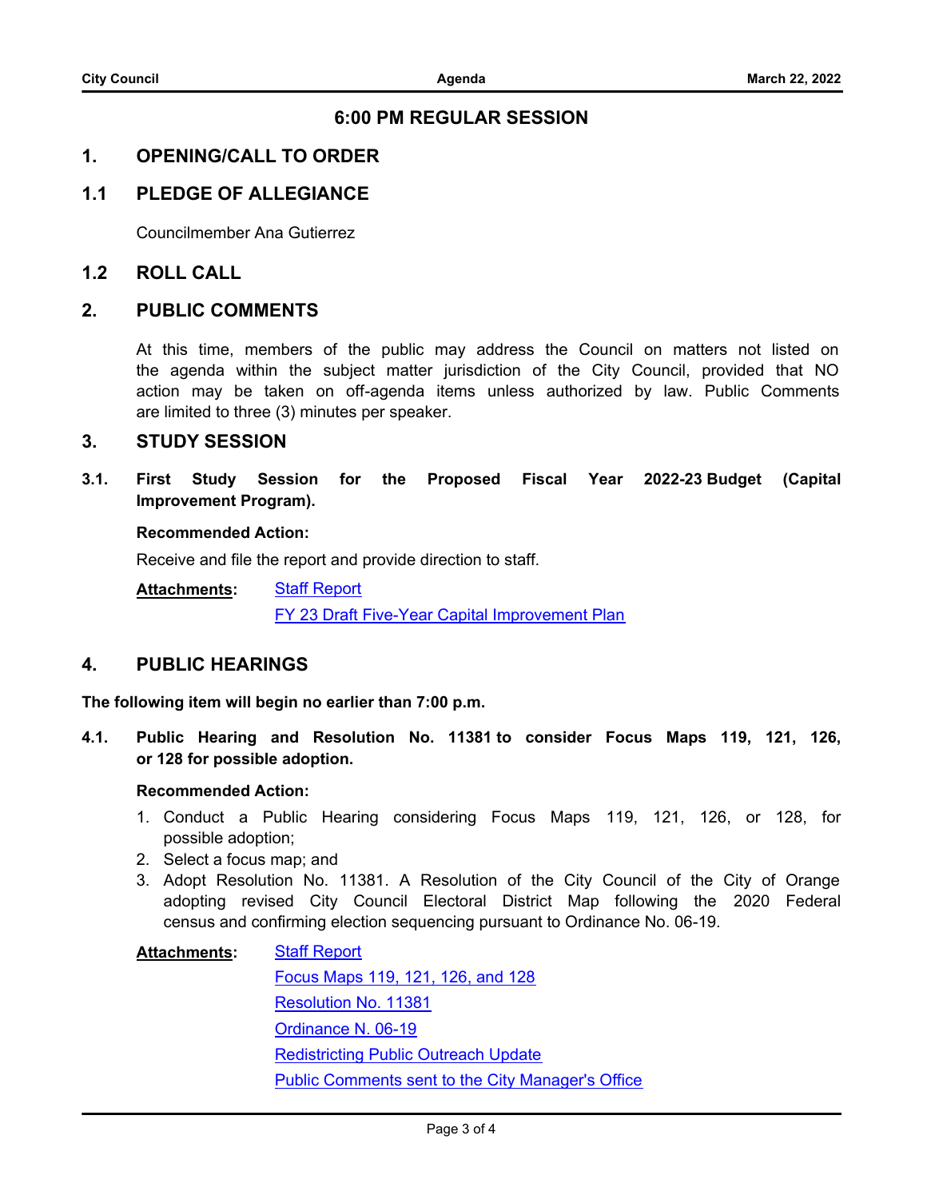## 6:00 PM REGULAR SESSION

## 1. OPENING/CALL TO ORDER

### 1.1 PLEDGE OF ALLEGIANCE

Councilmember Ana Gutierrez

### 1.2 ROLL CALL

## 2. PUBLIC COMMENTS

At this time, members of the public may address the Council on matters not listed on the agenda within the subject matter jurisdiction of the City Council, provided that NO action may be taken on off-agenda items unless authorized by law. Public Comments are limited to three (3) minutes per speaker.

## 3. STUDY SESSION

**3.1. First Study Session for the Proposed Fiscal Year 2022-23 Budget (Capital Improvement Program).**

**Recommended Action:**

Receive and file the report and provide direction to staff.

**Attachments:** Staff Report
FY 23 Draft Five-Year Capital Improvement Plan

## 4. PUBLIC HEARINGS

**The following item will begin no earlier than 7:00 p.m.**

**4.1. Public Hearing and Resolution No. 11381 to consider Focus Maps 119, 121, 126, or 128 for possible adoption.**

**Recommended Action:**

1. Conduct a Public Hearing considering Focus Maps 119, 121, 126, or 128, for possible adoption;
2. Select a focus map; and
3. Adopt Resolution No. 11381. A Resolution of the City Council of the City of Orange adopting revised City Council Electoral District Map following the 2020 Federal census and confirming election sequencing pursuant to Ordinance No. 06-19.

**Attachments:** Staff Report
Focus Maps 119, 121, 126, and 128
Resolution No. 11381
Ordinance N. 06-19
Redistricting Public Outreach Update
Public Comments sent to the City Manager's Office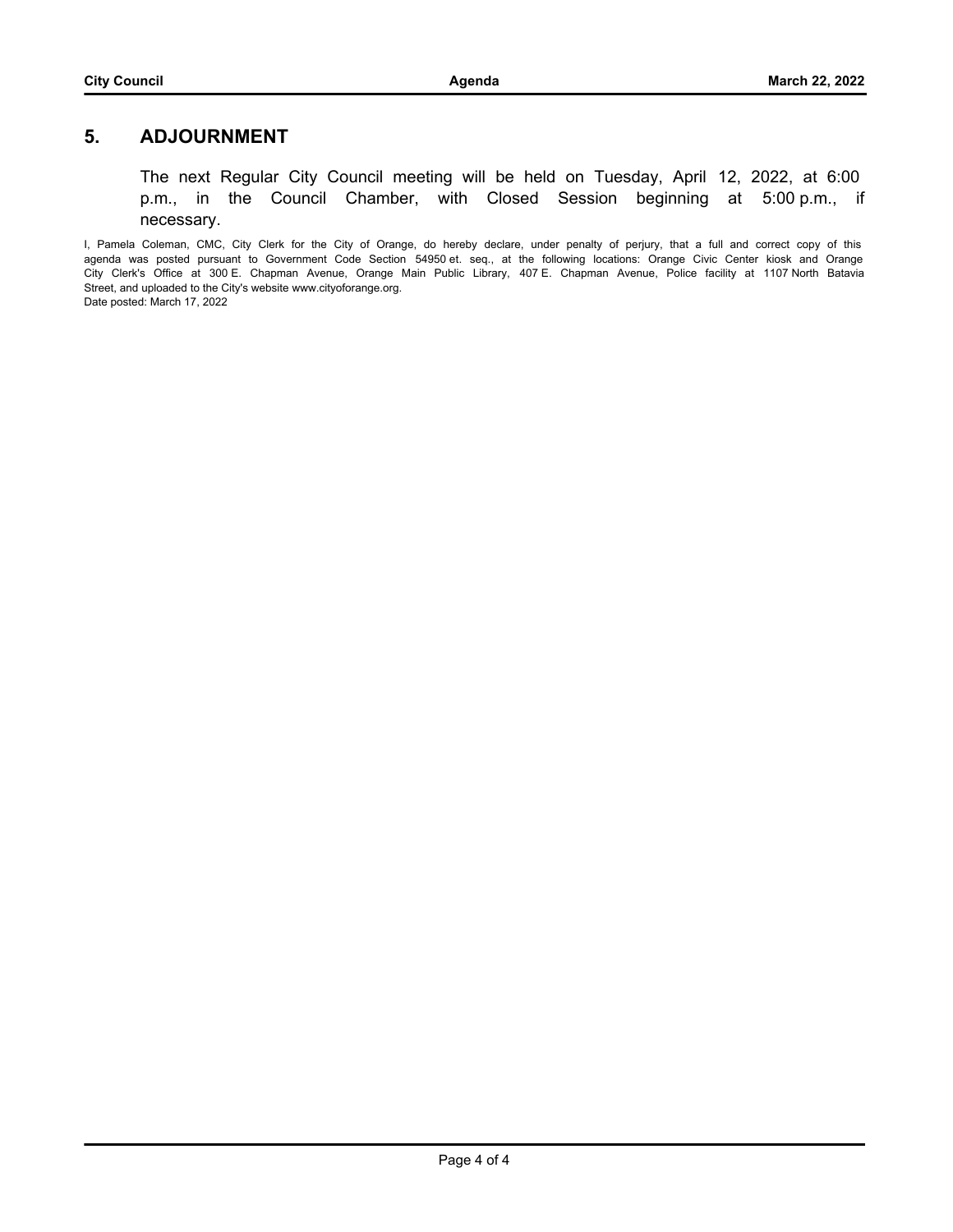## 5. ADJOURNMENT

The next Regular City Council meeting will be held on Tuesday, April 12, 2022, at 6:00 p.m., in the Council Chamber, with Closed Session beginning at 5:00 p.m., if necessary.

I, Pamela Coleman, CMC, City Clerk for the City of Orange, do hereby declare, under penalty of perjury, that a full and correct copy of this agenda was posted pursuant to Government Code Section 54950 et. seq., at the following locations: Orange Civic Center kiosk and Orange City Clerk's Office at 300 E. Chapman Avenue, Orange Main Public Library, 407 E. Chapman Avenue, Police facility at 1107 North Batavia Street, and uploaded to the City's website www.cityoforange.org.

Date posted: March 17, 2022